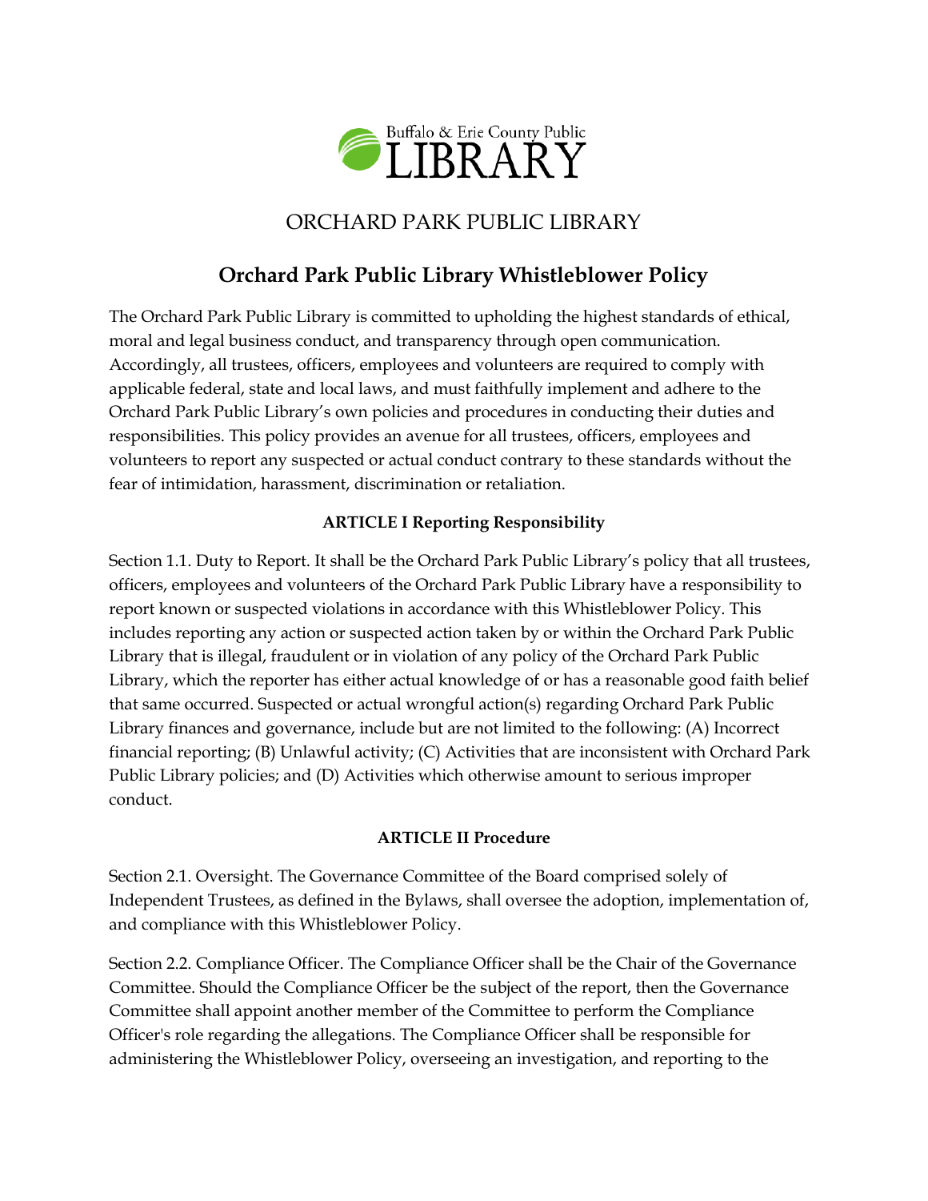Buffalo & Erie County Public LIBRARY

ORCHARD PARK PUBLIC LIBRARY

# Orchard Park Public Library Whistleblower Policy

The Orchard Park Public Library is committed to upholding the highest standards of ethical, moral and legal business conduct, and transparency through open communication. Accordingly, all trustees, officers, employees and volunteers are required to comply with applicable federal, state and local laws, and must faithfully implement and adhere to the Orchard Park Public Library's own policies and procedures in conducting their duties and responsibilities. This policy provides an avenue for all trustees, officers, employees and volunteers to report any suspected or actual conduct contrary to these standards without the fear of intimidation, harassment, discrimination or retaliation.

## ARTICLE I Reporting Responsibility

Section 1.1. Duty to Report. It shall be the Orchard Park Public Library's policy that all trustees, officers, employees and volunteers of the Orchard Park Public Library have a responsibility to report known or suspected violations in accordance with this Whistleblower Policy. This includes reporting any action or suspected action taken by or within the Orchard Park Public Library that is illegal, fraudulent or in violation of any policy of the Orchard Park Public Library, which the reporter has either actual knowledge of or has a reasonable good faith belief that same occurred. Suspected or actual wrongful action(s) regarding Orchard Park Public Library finances and governance, include but are not limited to the following: (A) Incorrect financial reporting; (B) Unlawful activity; (C) Activities that are inconsistent with Orchard Park Public Library policies; and (D) Activities which otherwise amount to serious improper conduct.

## ARTICLE II Procedure

Section 2.1. Oversight. The Governance Committee of the Board comprised solely of Independent Trustees, as defined in the Bylaws, shall oversee the adoption, implementation of, and compliance with this Whistleblower Policy.

Section 2.2. Compliance Officer. The Compliance Officer shall be the Chair of the Governance Committee. Should the Compliance Officer be the subject of the report, then the Governance Committee shall appoint another member of the Committee to perform the Compliance Officer's role regarding the allegations. The Compliance Officer shall be responsible for administering the Whistleblower Policy, overseeing an investigation, and reporting to the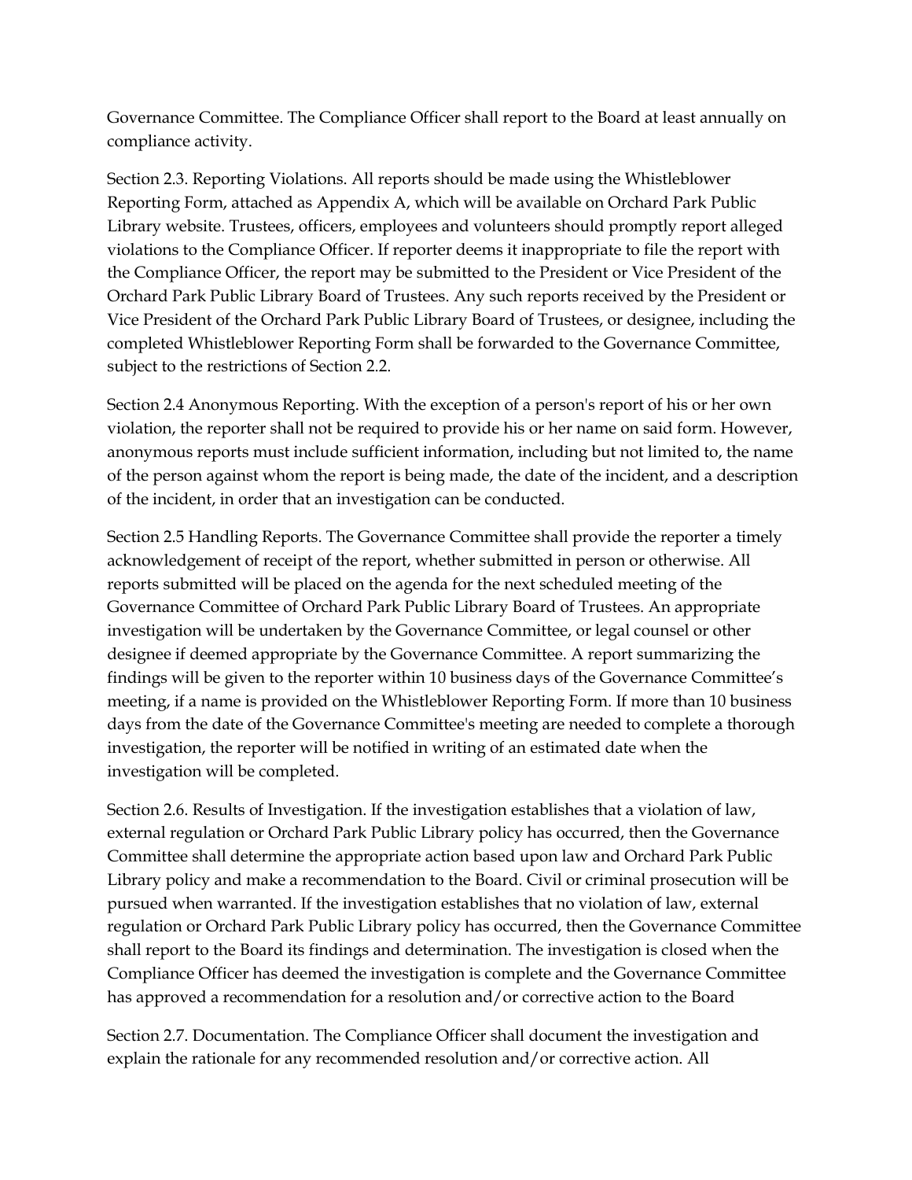Governance Committee. The Compliance Officer shall report to the Board at least annually on compliance activity.

Section 2.3. Reporting Violations. All reports should be made using the Whistleblower Reporting Form, attached as Appendix A, which will be available on Orchard Park Public Library website. Trustees, officers, employees and volunteers should promptly report alleged violations to the Compliance Officer. If reporter deems it inappropriate to file the report with the Compliance Officer, the report may be submitted to the President or Vice President of the Orchard Park Public Library Board of Trustees. Any such reports received by the President or Vice President of the Orchard Park Public Library Board of Trustees, or designee, including the completed Whistleblower Reporting Form shall be forwarded to the Governance Committee, subject to the restrictions of Section 2.2.

Section 2.4 Anonymous Reporting. With the exception of a person's report of his or her own violation, the reporter shall not be required to provide his or her name on said form. However, anonymous reports must include sufficient information, including but not limited to, the name of the person against whom the report is being made, the date of the incident, and a description of the incident, in order that an investigation can be conducted.

Section 2.5 Handling Reports. The Governance Committee shall provide the reporter a timely acknowledgement of receipt of the report, whether submitted in person or otherwise. All reports submitted will be placed on the agenda for the next scheduled meeting of the Governance Committee of Orchard Park Public Library Board of Trustees. An appropriate investigation will be undertaken by the Governance Committee, or legal counsel or other designee if deemed appropriate by the Governance Committee. A report summarizing the findings will be given to the reporter within 10 business days of the Governance Committee's meeting, if a name is provided on the Whistleblower Reporting Form. If more than 10 business days from the date of the Governance Committee's meeting are needed to complete a thorough investigation, the reporter will be notified in writing of an estimated date when the investigation will be completed.

Section 2.6. Results of Investigation. If the investigation establishes that a violation of law, external regulation or Orchard Park Public Library policy has occurred, then the Governance Committee shall determine the appropriate action based upon law and Orchard Park Public Library policy and make a recommendation to the Board. Civil or criminal prosecution will be pursued when warranted. If the investigation establishes that no violation of law, external regulation or Orchard Park Public Library policy has occurred, then the Governance Committee shall report to the Board its findings and determination. The investigation is closed when the Compliance Officer has deemed the investigation is complete and the Governance Committee has approved a recommendation for a resolution and/or corrective action to the Board

Section 2.7. Documentation. The Compliance Officer shall document the investigation and explain the rationale for any recommended resolution and/or corrective action. All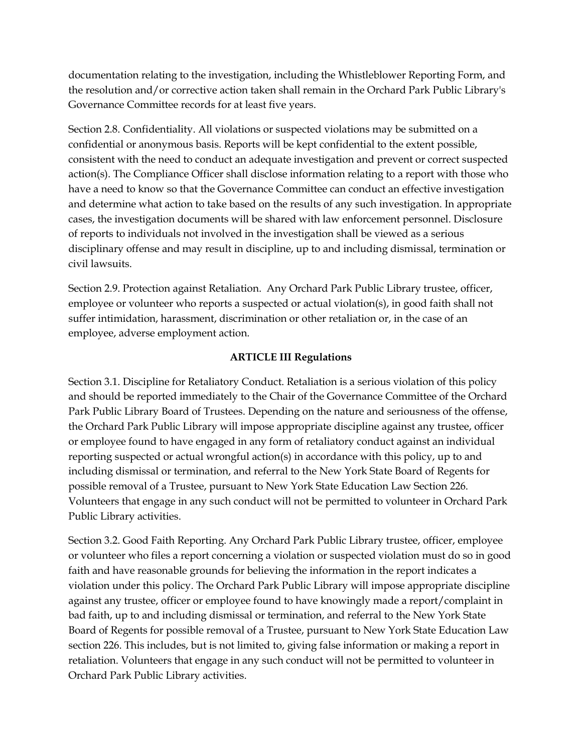documentation relating to the investigation, including the Whistleblower Reporting Form, and the resolution and/or corrective action taken shall remain in the Orchard Park Public Library's Governance Committee records for at least five years.

Section 2.8. Confidentiality. All violations or suspected violations may be submitted on a confidential or anonymous basis. Reports will be kept confidential to the extent possible, consistent with the need to conduct an adequate investigation and prevent or correct suspected action(s). The Compliance Officer shall disclose information relating to a report with those who have a need to know so that the Governance Committee can conduct an effective investigation and determine what action to take based on the results of any such investigation. In appropriate cases, the investigation documents will be shared with law enforcement personnel. Disclosure of reports to individuals not involved in the investigation shall be viewed as a serious disciplinary offense and may result in discipline, up to and including dismissal, termination or civil lawsuits.

Section 2.9. Protection against Retaliation. Any Orchard Park Public Library trustee, officer, employee or volunteer who reports a suspected or actual violation(s), in good faith shall not suffer intimidation, harassment, discrimination or other retaliation or, in the case of an employee, adverse employment action.

## ARTICLE III Regulations

Section 3.1. Discipline for Retaliatory Conduct. Retaliation is a serious violation of this policy and should be reported immediately to the Chair of the Governance Committee of the Orchard Park Public Library Board of Trustees. Depending on the nature and seriousness of the offense, the Orchard Park Public Library will impose appropriate discipline against any trustee, officer or employee found to have engaged in any form of retaliatory conduct against an individual reporting suspected or actual wrongful action(s) in accordance with this policy, up to and including dismissal or termination, and referral to the New York State Board of Regents for possible removal of a Trustee, pursuant to New York State Education Law Section 226. Volunteers that engage in any such conduct will not be permitted to volunteer in Orchard Park Public Library activities.

Section 3.2. Good Faith Reporting. Any Orchard Park Public Library trustee, officer, employee or volunteer who files a report concerning a violation or suspected violation must do so in good faith and have reasonable grounds for believing the information in the report indicates a violation under this policy. The Orchard Park Public Library will impose appropriate discipline against any trustee, officer or employee found to have knowingly made a report/complaint in bad faith, up to and including dismissal or termination, and referral to the New York State Board of Regents for possible removal of a Trustee, pursuant to New York State Education Law section 226. This includes, but is not limited to, giving false information or making a report in retaliation. Volunteers that engage in any such conduct will not be permitted to volunteer in Orchard Park Public Library activities.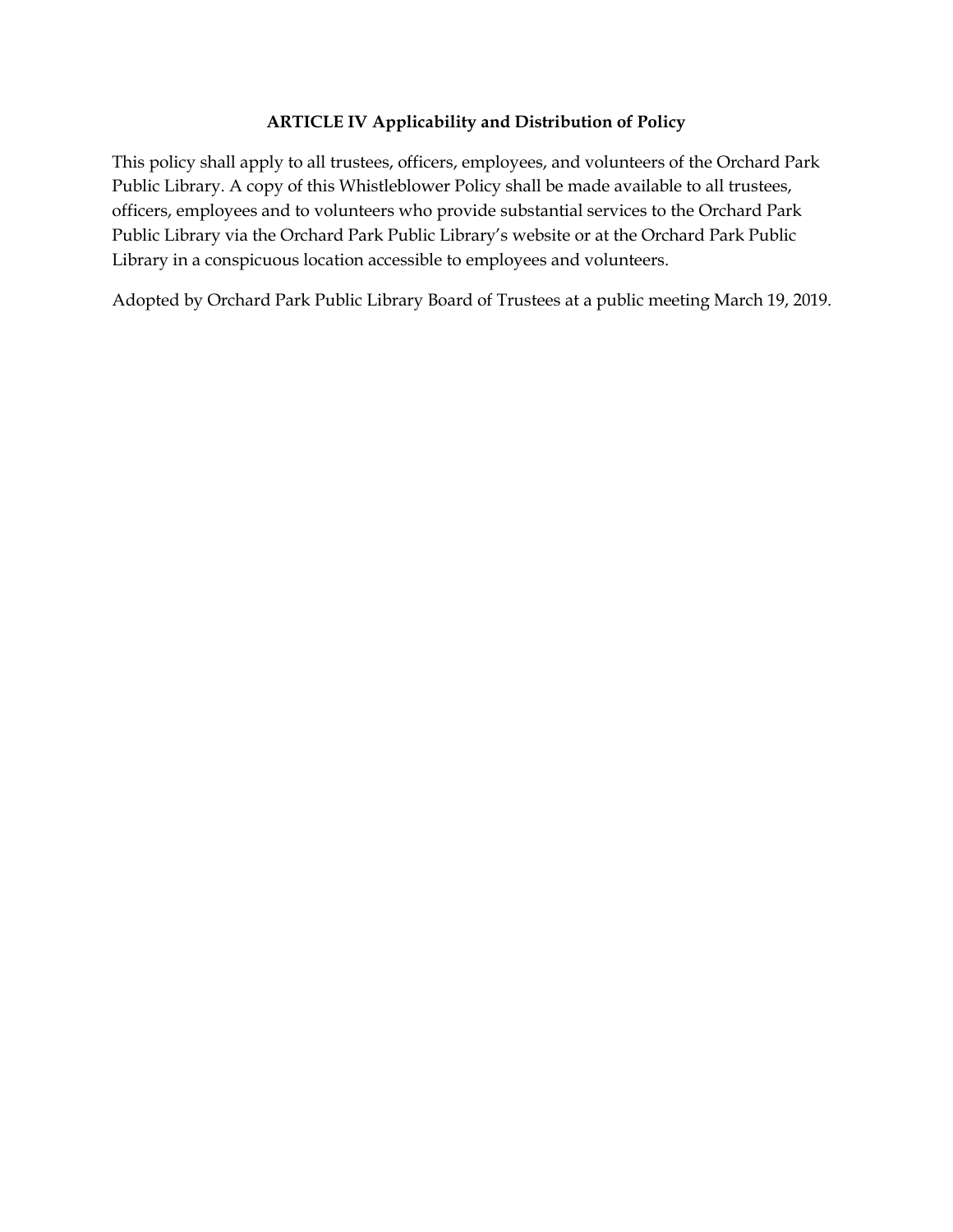## ARTICLE IV Applicability and Distribution of Policy

This policy shall apply to all trustees, officers, employees, and volunteers of the Orchard Park Public Library. A copy of this Whistleblower Policy shall be made available to all trustees, officers, employees and to volunteers who provide substantial services to the Orchard Park Public Library via the Orchard Park Public Library's website or at the Orchard Park Public Library in a conspicuous location accessible to employees and volunteers.

Adopted by Orchard Park Public Library Board of Trustees at a public meeting March 19, 2019.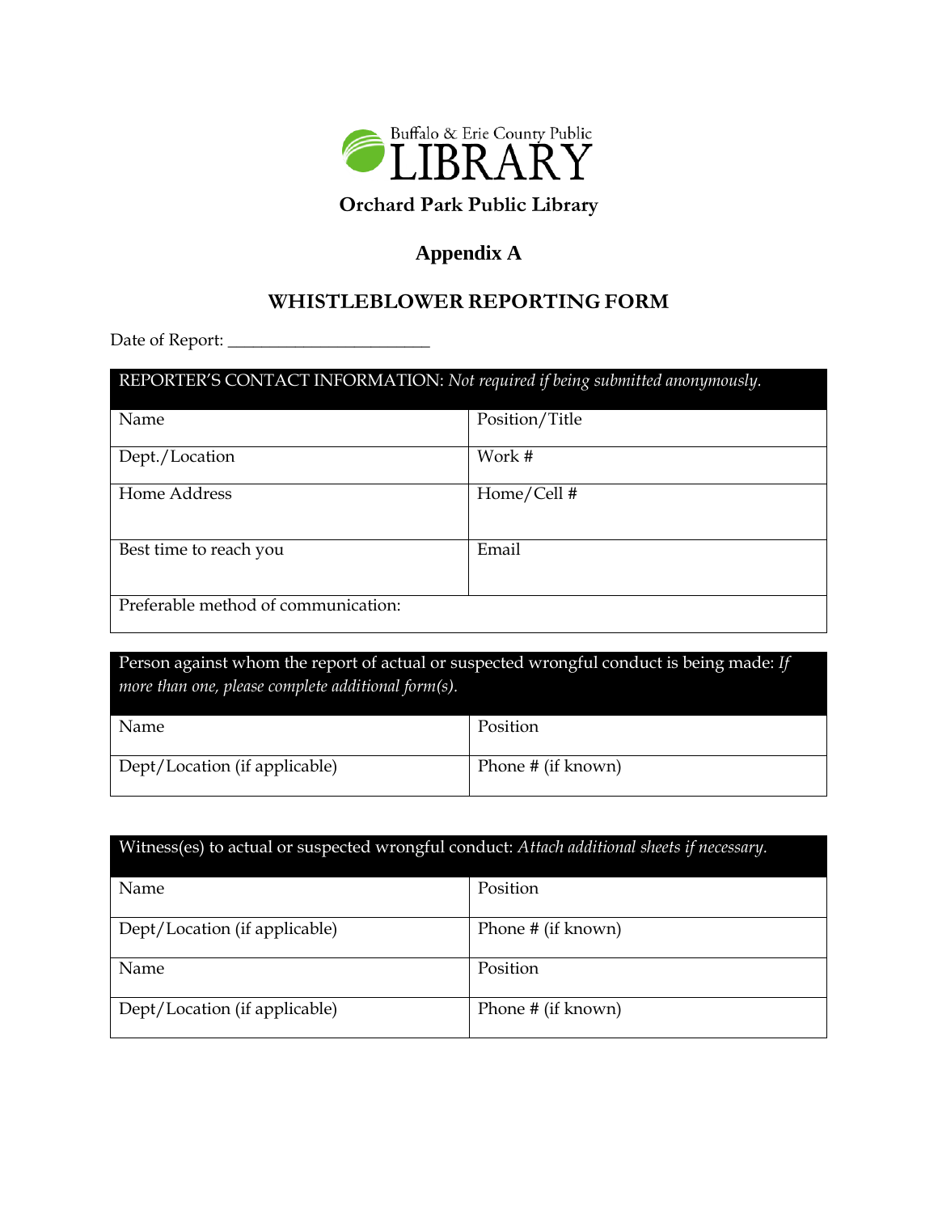Buffalo & Erie County Public LIBRARY

**Orchard Park Public Library**

## Appendix A

## WHISTLEBLOWER REPORTING FORM

Date of Report: _______________________

| REPORTER'S CONTACT INFORMATION: *Not required if being submitted anonymously.* | |
|---|---|
| Name | Position/Title |
| Dept./Location | Work # |
| Home Address | Home/Cell # |
| Best time to reach you | Email |
| Preferable method of communication: | |

| Person against whom the report of actual or suspected wrongful conduct is being made: *If more than one, please complete additional form(s).* | |
|---|---|
| Name | Position |
| Dept/Location (if applicable) | Phone # (if known) |

| Witness(es) to actual or suspected wrongful conduct: *Attach additional sheets if necessary.* | |
|---|---|
| Name | Position |
| Dept/Location (if applicable) | Phone # (if known) |
| Name | Position |
| Dept/Location (if applicable) | Phone # (if known) |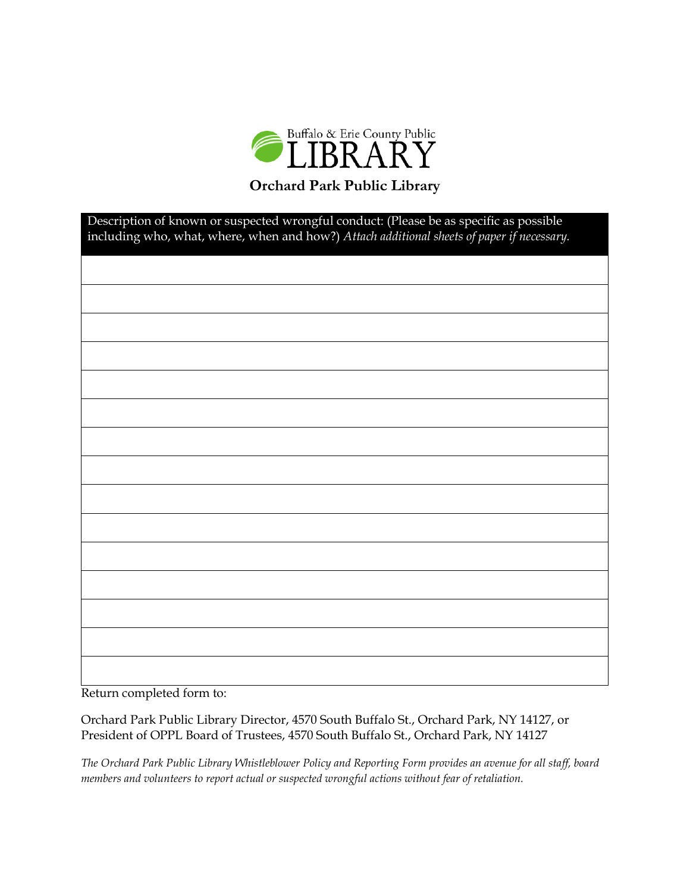Buffalo & Erie County Public

LIBRARY

**Orchard Park Public Library**

| Description of known or suspected wrongful conduct: (Please be as specific as possible including who, what, where, when and how?) *Attach additional sheets of paper if necessary.* |
|---|
| |
| |
| |
| |
| |
| |
| |
| |
| |
| |
| |
| |
| |
| |
| |

Return completed form to:

Orchard Park Public Library Director, 4570 South Buffalo St., Orchard Park, NY 14127, or
President of OPPL Board of Trustees, 4570 South Buffalo St., Orchard Park, NY 14127

*The Orchard Park Public Library Whistleblower Policy and Reporting Form provides an avenue for all staff, board members and volunteers to report actual or suspected wrongful actions without fear of retaliation.*